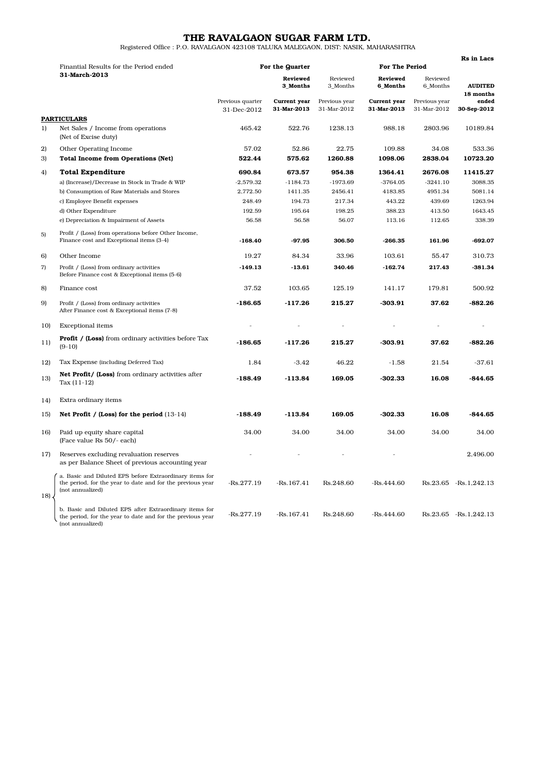# THE RAVALGAON SUGAR FARM LTD.

Registered Office : P.O. RAVALGAON 423108 TALUKA MALEGAON, DIST: NASIK, MAHARASHTRA

Rs in Lacs

| | Finantial Results for the Period ended 31-March-2013 | | For the Quarter | | For The Period | | |
|---|---|---|---|---|---|---|---|
| | | | **Reviewed 3_Months** | Reviewed 3_Months | **Reviewed 6_Months** | Reviewed 6_Months | **AUDITED 18 months ended** |
| | | Previous quarter 31-Dec-2012 | **Current year 31-Mar-2013** | Previous year 31-Mar-2012 | **Current year 31-Mar-2013** | Previous year 31-Mar-2012 | **30-Sep-2012** |
| | **PARTICULARS** | | | | | | |
| 1) | Net Sales / Income from operations (Net of Excise duty) | 465.42 | 522.76 | 1238.13 | 988.18 | 2803.96 | 10189.84 |
| 2) | Other Operating Income | 57.02 | 52.86 | 22.75 | 109.88 | 34.08 | 533.36 |
| 3) | **Total Income from Operations (Net)** | **522.44** | **575.62** | **1260.88** | **1098.06** | **2838.04** | **10723.20** |
| 4) | **Total Expenditure** | **690.84** | **673.57** | **954.38** | **1364.41** | **2676.08** | **11415.27** |
| | a) (Increase)/Decrease in Stock in Trade & WIP | -2,579.32 | -1184.73 | -1973.69 | -3764.05 | -3241.10 | 3088.35 |
| | b) Consumption of Raw Materials and Stores | 2,772.50 | 1411.35 | 2456.41 | 4183.85 | 4951.34 | 5081.14 |
| | c) Employee Benefit expenses | 248.49 | 194.73 | 217.34 | 443.22 | 439.69 | 1263.94 |
| | d) Other Expenditure | 192.59 | 195.64 | 198.25 | 388.23 | 413.50 | 1643.45 |
| | e) Depreciation & Impairment of Assets | 56.58 | 56.58 | 56.07 | 113.16 | 112.65 | 338.39 |
| 5) | Profit / (Loss) from operations before Other Income, Finance cost and Exceptional items (3-4) | **-168.40** | **-97.95** | **306.50** | **-266.35** | **161.96** | **-692.07** |
| 6) | Other Income | 19.27 | 84.34 | 33.96 | 103.61 | 55.47 | 310.73 |
| 7) | Profit / (Loss) from ordinary activities Before Finance cost & Exceptional items (5-6) | **-149.13** | **-13.61** | **340.46** | **-162.74** | **217.43** | **-381.34** |
| 8) | Finance cost | 37.52 | 103.65 | 125.19 | 141.17 | 179.81 | 500.92 |
| 9) | Profit / (Loss) from ordinary activities After Finance cost & Exceptional items (7-8) | **-186.65** | **-117.26** | **215.27** | **-303.91** | **37.62** | **-882.26** |
| 10) | Exceptional items | - | - | - | - | - | - |
| 11) | **Profit / (Loss)** from ordinary activities before Tax (9-10) | **-186.65** | **-117.26** | **215.27** | **-303.91** | **37.62** | **-882.26** |
| 12) | Tax Expense (including Deferred Tax) | 1.84 | -3.42 | 46.22 | -1.58 | 21.54 | -37.61 |
| 13) | **Net Profit/ (Loss)** from ordinary activities after Tax (11-12) | **-188.49** | **-113.84** | **169.05** | **-302.33** | **16.08** | **-844.65** |
| 14) | Extra ordinary items | | | | | | |
| 15) | **Net Profit / (Loss) for the period** (13-14) | **-188.49** | **-113.84** | **169.05** | **-302.33** | **16.08** | **-844.65** |
| 16) | Paid up equity share capital (Face value Rs 50/- each) | 34.00 | 34.00 | 34.00 | 34.00 | 34.00 | 34.00 |
| 17) | Reserves excluding revaluation reserves as per Balance Sheet of previous accounting year | - | - | - | - | | 2,496.00 |
| 18) | a. Basic and Diluted EPS before Extraordinary items for the period, for the year to date and for the previous year (not annualized) | -Rs.277.19 | -Rs.167.41 | Rs.248.60 | -Rs.444.60 | Rs.23.65 | -Rs.1,242.13 |
| | b. Basic and Diluted EPS after Extraordinary items for the period, for the year to date and for the previous year (not annualized) | -Rs.277.19 | -Rs.167.41 | Rs.248.60 | -Rs.444.60 | Rs.23.65 | -Rs.1,242.13 |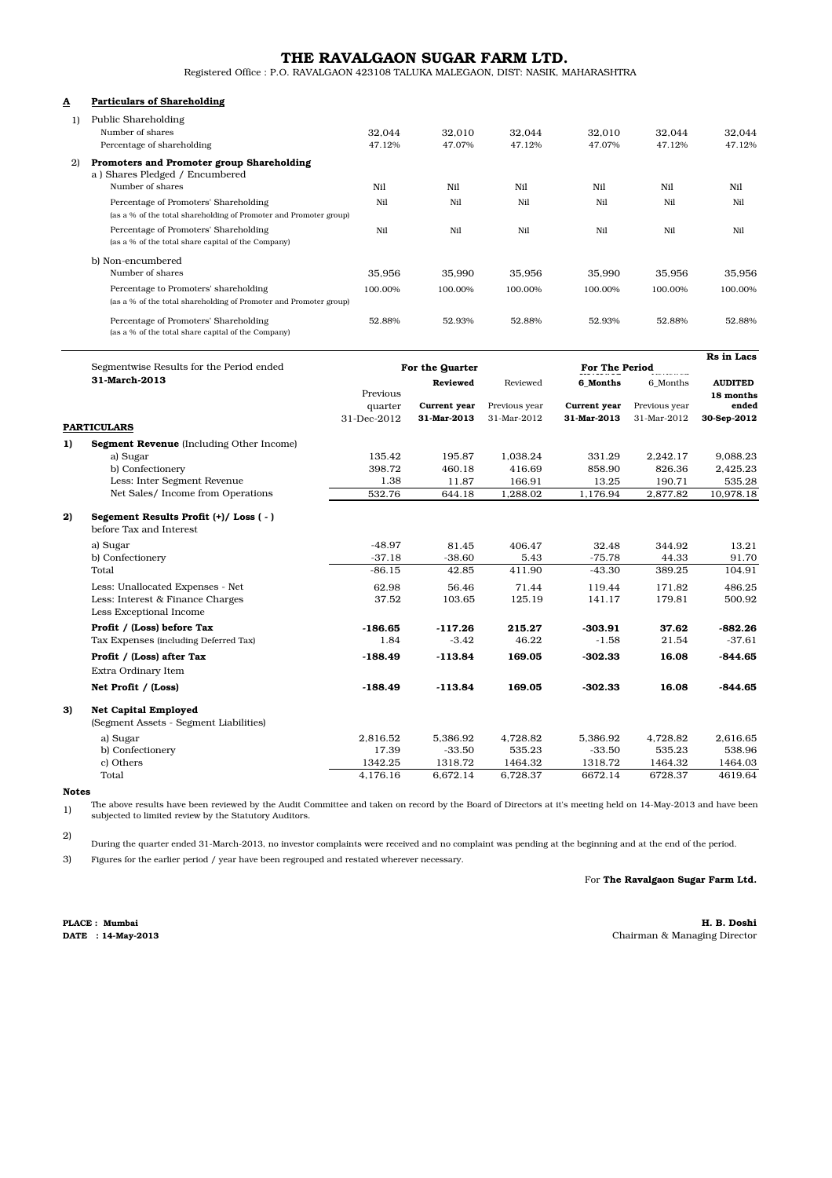# THE RAVALGAON SUGAR FARM LTD.

Registered Office : P.O. RAVALGAON 423108 TALUKA MALEGAON, DIST: NASIK, MAHARASHTRA

## A Particulars of Shareholding

| | | | | | | | |
|---|---|---|---|---|---|---|---|
| 1) | Public Shareholding | | | | | | |
| | Number of shares | 32,044 | 32,010 | 32,044 | 32,010 | 32,044 | 32,044 |
| | Percentage of shareholding | 47.12% | 47.07% | 47.12% | 47.07% | 47.12% | 47.12% |
| 2) | **Promoters and Promoter group Shareholding** | | | | | | |
| | a ) Shares Pledged / Encumbered | | | | | | |
| | Number of shares | Nil | Nil | Nil | Nil | Nil | Nil |
| | Percentage of Promoters' Shareholding (as a % of the total shareholding of Promoter and Promoter group) | Nil | Nil | Nil | Nil | Nil | Nil |
| | Percentage of Promoters' Shareholding (as a % of the total share capital of the Company) | Nil | Nil | Nil | Nil | Nil | Nil |
| | b) Non-encumbered | | | | | | |
| | Number of shares | 35,956 | 35,990 | 35,956 | 35,990 | 35,956 | 35,956 |
| | Percentage to Promoters' shareholding (as a % of the total shareholding of Promoter and Promoter group) | 100.00% | 100.00% | 100.00% | 100.00% | 100.00% | 100.00% |
| | Percentage of Promoters' Shareholding (as a % of the total share capital of the Company) | 52.88% | 52.93% | 52.88% | 52.93% | 52.88% | 52.88% |

Rs in Lacs

| | Segmentwise Results for the Period ended **31-March-2013** | For the Quarter | | | For The Period | | |
|---|---|---|---|---|---|---|---|
| | | Previous quarter | **Reviewed** **Current year** | Reviewed Previous year | **6_Months** **Current year** | 6_Months Previous year | **AUDITED** **18 months ended** |
| | **PARTICULARS** | 31-Dec-2012 | **31-Mar-2013** | 31-Mar-2012 | **31-Mar-2013** | 31-Mar-2012 | **30-Sep-2012** |
| **1)** | **Segment Revenue** (Including Other Income) | | | | | | |
| | a) Sugar | 135.42 | 195.87 | 1,038.24 | 331.29 | 2,242.17 | 9,088.23 |
| | b) Confectionery | 398.72 | 460.18 | 416.69 | 858.90 | 826.36 | 2,425.23 |
| | Less: Inter Segment Revenue | 1.38 | 11.87 | 166.91 | 13.25 | 190.71 | 535.28 |
| | Net Sales/ Income from Operations | 532.76 | 644.18 | 1,288.02 | 1,176.94 | 2,877.82 | 10,978.18 |
| **2)** | **Segement Results Profit (+)/ Loss ( - )** before Tax and Interest | | | | | | |
| | a) Sugar | -48.97 | 81.45 | 406.47 | 32.48 | 344.92 | 13.21 |
| | b) Confectionery | -37.18 | -38.60 | 5.43 | -75.78 | 44.33 | 91.70 |
| | Total | -86.15 | 42.85 | 411.90 | -43.30 | 389.25 | 104.91 |
| | Less: Unallocated Expenses - Net | 62.98 | 56.46 | 71.44 | 119.44 | 171.82 | 486.25 |
| | Less: Interest & Finance Charges | 37.52 | 103.65 | 125.19 | 141.17 | 179.81 | 500.92 |
| | Less Exceptional Income | | | | | | |
| | **Profit / (Loss) before Tax** | **-186.65** | **-117.26** | **215.27** | **-303.91** | **37.62** | **-882.26** |
| | Tax Expenses (including Deferred Tax) | 1.84 | -3.42 | 46.22 | -1.58 | 21.54 | -37.61 |
| | **Profit / (Loss) after Tax** | **-188.49** | **-113.84** | **169.05** | **-302.33** | **16.08** | **-844.65** |
| | Extra Ordinary Item | | | | | | |
| | **Net Profit / (Loss)** | **-188.49** | **-113.84** | **169.05** | **-302.33** | **16.08** | **-844.65** |
| **3)** | **Net Capital Employed** (Segment Assets - Segment Liabilities) | | | | | | |
| | a) Sugar | 2,816.52 | 5,386.92 | 4,728.82 | 5,386.92 | 4,728.82 | 2,616.65 |
| | b) Confectionery | 17.39 | -33.50 | 535.23 | -33.50 | 535.23 | 538.96 |
| | c) Others | 1342.25 | 1318.72 | 1464.32 | 1318.72 | 1464.32 | 1464.03 |
| | Total | 4,176.16 | 6,672.14 | 6,728.37 | 6672.14 | 6728.37 | 4619.64 |

**Notes**

1) The above results have been reviewed by the Audit Committee and taken on record by the Board of Directors at it's meeting held on 14-May-2013 and have been subjected to limited review by the Statutory Auditors.

2) During the quarter ended 31-March-2013, no investor complaints were received and no complaint was pending at the beginning and at the end of the period.

3) Figures for the earlier period / year have been regrouped and restated wherever necessary.

For **The Ravalgaon Sugar Farm Ltd.**

**PLACE : Mumbai**
**DATE : 14-May-2013**

**H. B. Doshi**
Chairman & Managing Director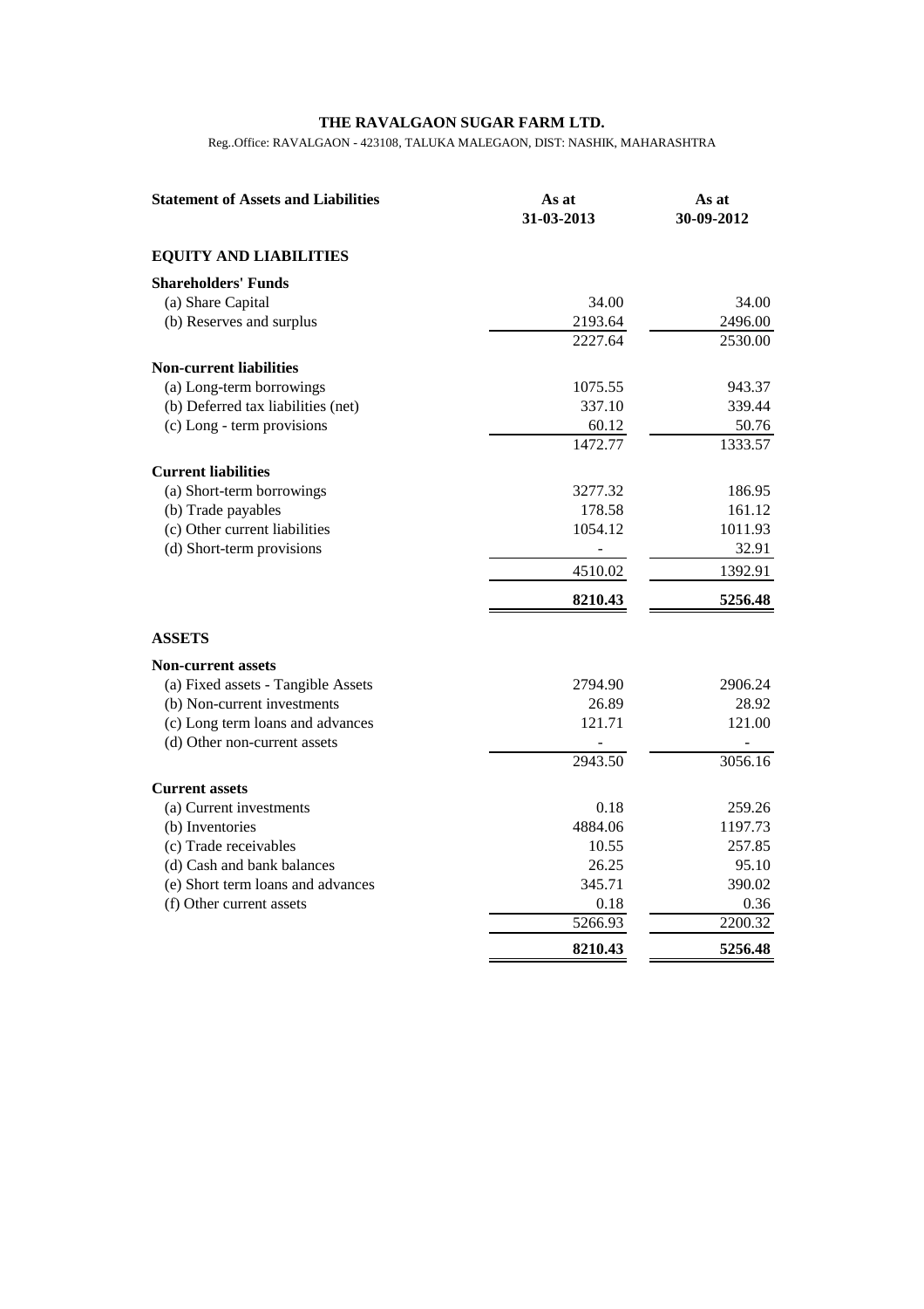# THE RAVALGAON SUGAR FARM LTD.

Reg..Office: RAVALGAON - 423108, TALUKA MALEGAON, DIST: NASHIK, MAHARASHTRA

| Statement of Assets and Liabilities | As at 31-03-2013 | As at 30-09-2012 |
|---|---|---|
| **EQUITY AND LIABILITIES** | | |
| **Shareholders' Funds** | | |
| (a) Share Capital | 34.00 | 34.00 |
| (b) Reserves and surplus | 2193.64 | 2496.00 |
| | 2227.64 | 2530.00 |
| **Non-current liabilities** | | |
| (a) Long-term borrowings | 1075.55 | 943.37 |
| (b) Deferred tax liabilities (net) | 337.10 | 339.44 |
| (c) Long - term provisions | 60.12 | 50.76 |
| | 1472.77 | 1333.57 |
| **Current liabilities** | | |
| (a) Short-term borrowings | 3277.32 | 186.95 |
| (b) Trade payables | 178.58 | 161.12 |
| (c) Other current liabilities | 1054.12 | 1011.93 |
| (d) Short-term provisions | - | 32.91 |
| | 4510.02 | 1392.91 |
| | **8210.43** | **5256.48** |
| **ASSETS** | | |
| **Non-current assets** | | |
| (a) Fixed assets - Tangible Assets | 2794.90 | 2906.24 |
| (b) Non-current investments | 26.89 | 28.92 |
| (c) Long term loans and advances | 121.71 | 121.00 |
| (d) Other non-current assets | - | - |
| | 2943.50 | 3056.16 |
| **Current assets** | | |
| (a) Current investments | 0.18 | 259.26 |
| (b) Inventories | 4884.06 | 1197.73 |
| (c) Trade receivables | 10.55 | 257.85 |
| (d) Cash and bank balances | 26.25 | 95.10 |
| (e) Short term loans and advances | 345.71 | 390.02 |
| (f) Other current assets | 0.18 | 0.36 |
| | 5266.93 | 2200.32 |
| | **8210.43** | **5256.48** |